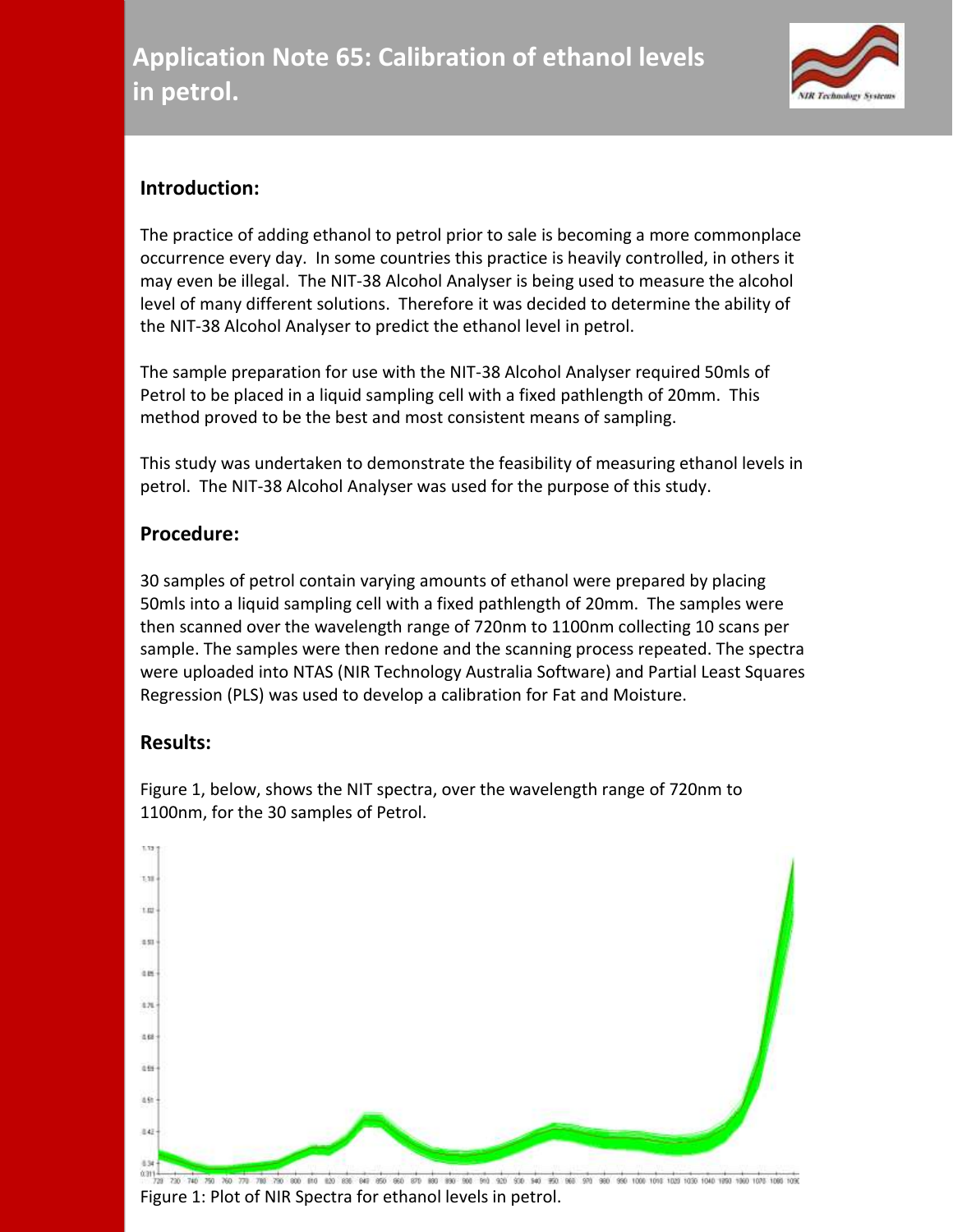# Application Note 65: Calibration of ethanol levels in petrol.

## Introduction:

The practice of adding ethanol to petrol prior to sale is becoming a more commonplace occurrence every day. In some countries this practice is heavily controlled, in others it may even be illegal. The NIT-38 Alcohol Analyser is being used to measure the alcohol level of many different solutions. Therefore it was decided to determine the ability of the NIT-38 Alcohol Analyser to predict the ethanol level in petrol.

The sample preparation for use with the NIT-38 Alcohol Analyser required 50mls of Petrol to be placed in a liquid sampling cell with a fixed pathlength of 20mm. This method proved to be the best and most consistent means of sampling.

This study was undertaken to demonstrate the feasibility of measuring ethanol levels in petrol. The NIT-38 Alcohol Analyser was used for the purpose of this study.

## Procedure:

30 samples of petrol contain varying amounts of ethanol were prepared by placing 50mls into a liquid sampling cell with a fixed pathlength of 20mm. The samples were then scanned over the wavelength range of 720nm to 1100nm collecting 10 scans per sample. The samples were then redone and the scanning process repeated. The spectra were uploaded into NTAS (NIR Technology Australia Software) and Partial Least Squares Regression (PLS) was used to develop a calibration for Fat and Moisture.

## Results:

Figure 1, below, shows the NIT spectra, over the wavelength range of 720nm to 1100nm, for the 30 samples of Petrol.

Figure 1: Plot of NIR Spectra for ethanol levels in petrol.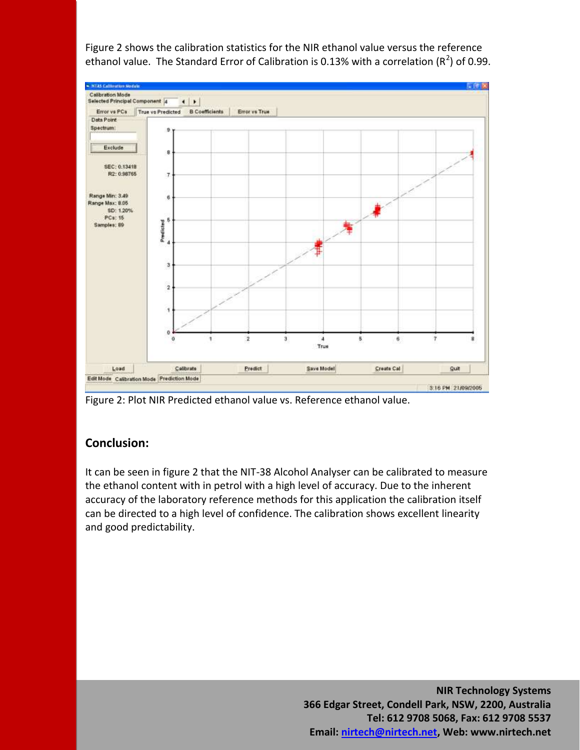Figure 2 shows the calibration statistics for the NIR ethanol value versus the reference ethanol value. The Standard Error of Calibration is 0.13% with a correlation ($R^2$) of 0.99.

NTAS Calibration Module

Calibration Mode

Selected Principal Component 4

Error vs PCs | True vs Predicted | B Coefficients | Error vs True

Data Point

Spectrum:

Exclude

SEC: 0.13418

R2: 0.98765

Range Min: 3.49

Range Max: 8.05

SD: 1.20%

PCs: 15

Samples: 89

Predicted

True

0 1 2 3 4 5 6 7 8

0 1 2 3 4 5 6 7 8 9

Load | Calibrate | Predict | Save Model | Create Cal | Quit

Edit Mode | Calibration Mode | Prediction Mode

3:16 PM 21/09/2005

Figure 2: Plot NIR Predicted ethanol value vs. Reference ethanol value.

## Conclusion:

It can be seen in figure 2 that the NIT-38 Alcohol Analyser can be calibrated to measure the ethanol content with in petrol with a high level of accuracy. Due to the inherent accuracy of the laboratory reference methods for this application the calibration itself can be directed to a high level of confidence. The calibration shows excellent linearity and good predictability.